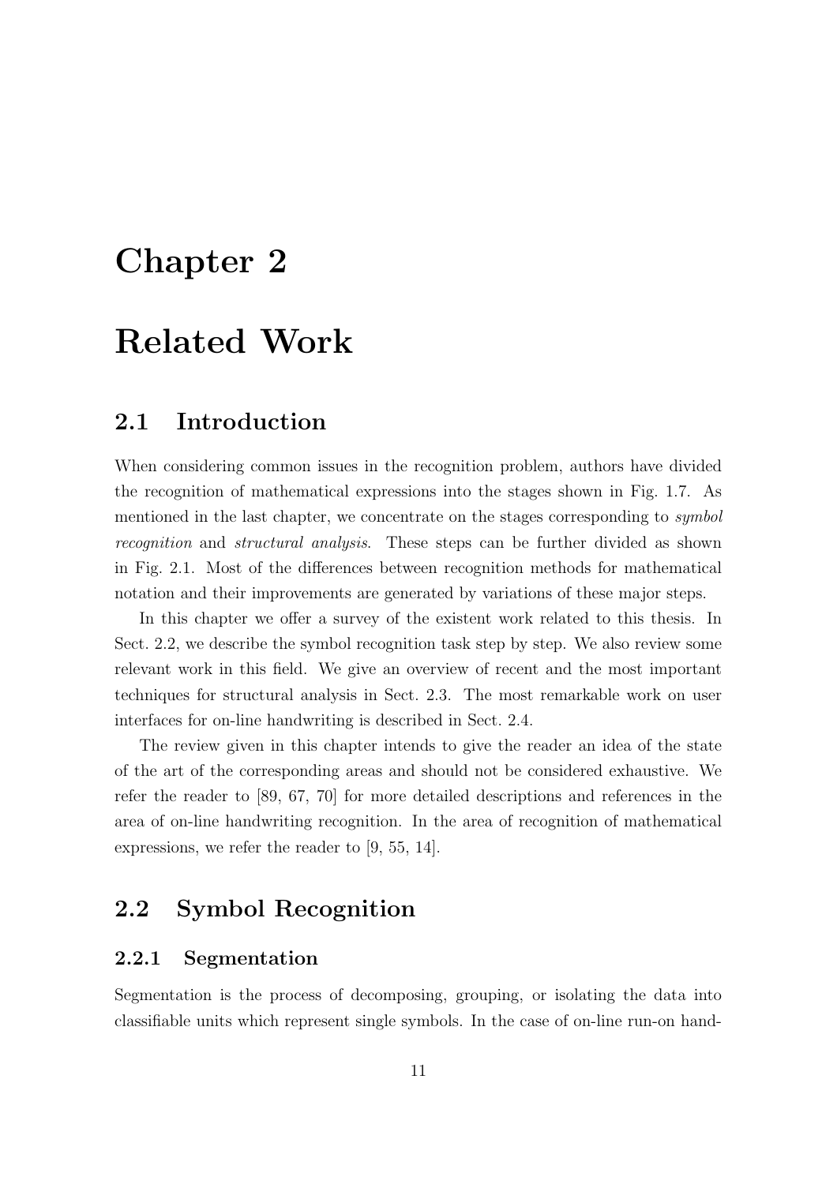# Chapter 2

# Related Work

## 2.1 Introduction

When considering common issues in the recognition problem, authors have divided the recognition of mathematical expressions into the stages shown in Fig. 1.7. As mentioned in the last chapter, we concentrate on the stages corresponding to *symbol recognition* and *structural analysis*. These steps can be further divided as shown in Fig. 2.1. Most of the differences between recognition methods for mathematical notation and their improvements are generated by variations of these major steps.

In this chapter we offer a survey of the existent work related to this thesis. In Sect. 2.2, we describe the symbol recognition task step by step. We also review some relevant work in this field. We give an overview of recent and the most important techniques for structural analysis in Sect. 2.3. The most remarkable work on user interfaces for on-line handwriting is described in Sect. 2.4.

The review given in this chapter intends to give the reader an idea of the state of the art of the corresponding areas and should not be considered exhaustive. We refer the reader to [89, 67, 70] for more detailed descriptions and references in the area of on-line handwriting recognition. In the area of recognition of mathematical expressions, we refer the reader to [9, 55, 14].

## 2.2 Symbol Recognition

### 2.2.1 Segmentation

Segmentation is the process of decomposing, grouping, or isolating the data into classifiable units which represent single symbols. In the case of on-line run-on hand-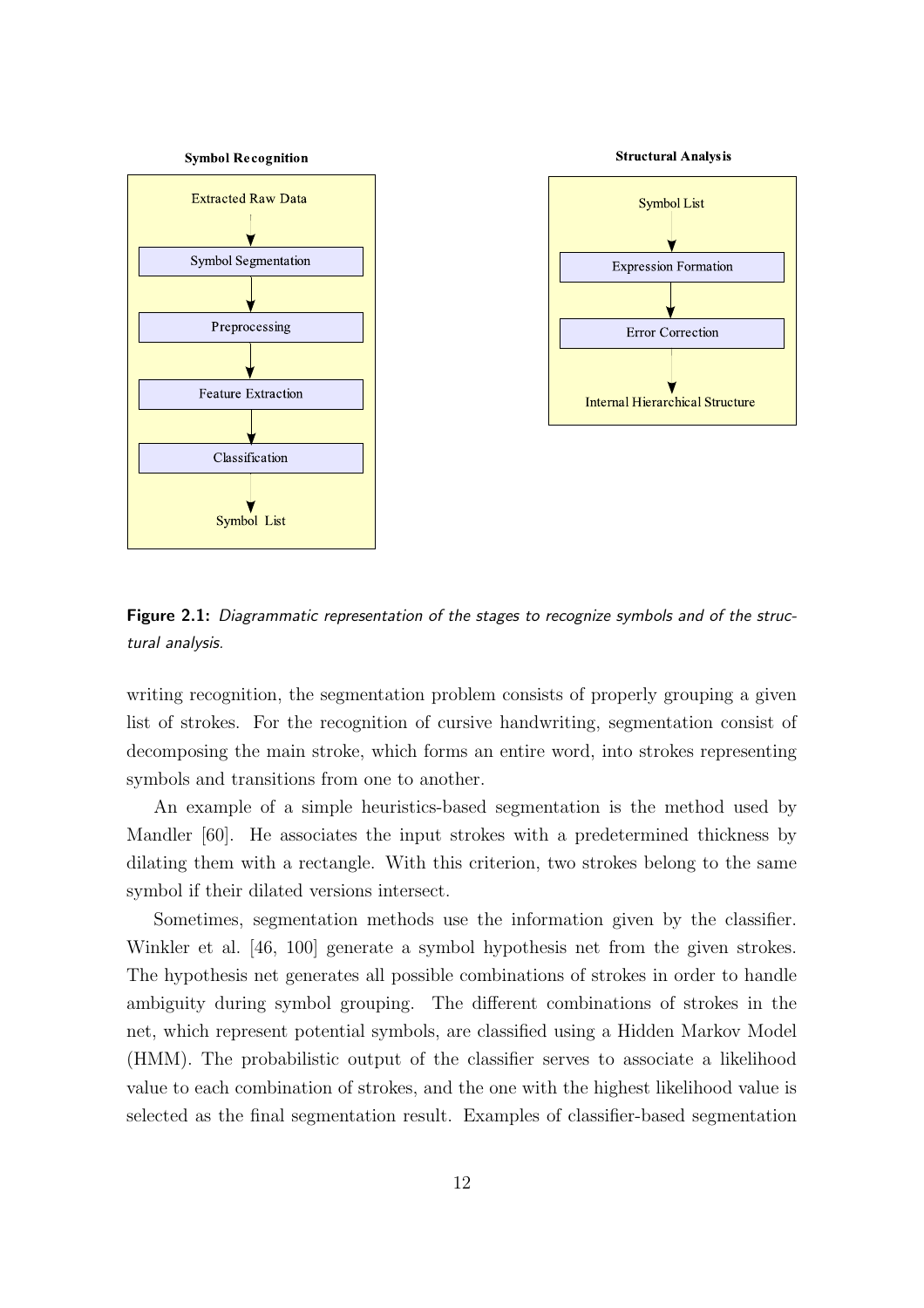**Symbol Recognition**

Extracted Raw Data → Symbol Segmentation → Preprocessing → Feature Extraction → Classification → Symbol List

**Structural Analysis**

Symbol List → Expression Formation → Error Correction → Internal Hierarchical Structure

**Figure 2.1:** *Diagrammatic representation of the stages to recognize symbols and of the structural analysis.*

writing recognition, the segmentation problem consists of properly grouping a given list of strokes. For the recognition of cursive handwriting, segmentation consist of decomposing the main stroke, which forms an entire word, into strokes representing symbols and transitions from one to another.

An example of a simple heuristics-based segmentation is the method used by Mandler [60]. He associates the input strokes with a predetermined thickness by dilating them with a rectangle. With this criterion, two strokes belong to the same symbol if their dilated versions intersect.

Sometimes, segmentation methods use the information given by the classifier. Winkler et al. [46, 100] generate a symbol hypothesis net from the given strokes. The hypothesis net generates all possible combinations of strokes in order to handle ambiguity during symbol grouping. The different combinations of strokes in the net, which represent potential symbols, are classified using a Hidden Markov Model (HMM). The probabilistic output of the classifier serves to associate a likelihood value to each combination of strokes, and the one with the highest likelihood value is selected as the final segmentation result. Examples of classifier-based segmentation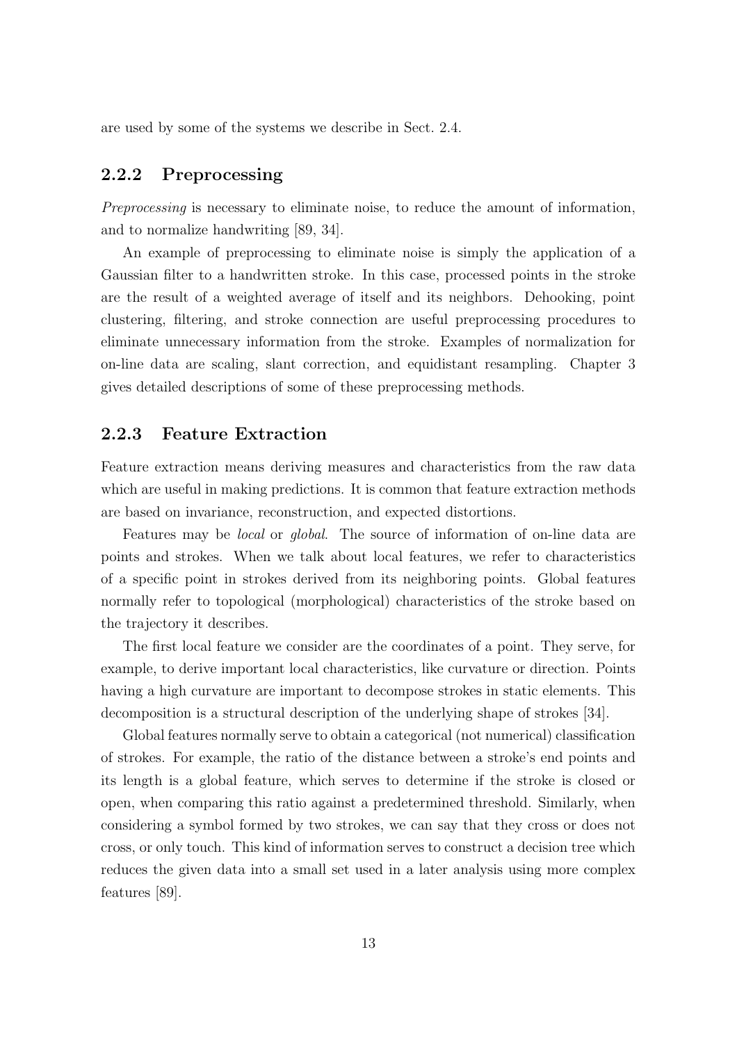are used by some of the systems we describe in Sect. 2.4.

### 2.2.2 Preprocessing

*Preprocessing* is necessary to eliminate noise, to reduce the amount of information, and to normalize handwriting [89, 34].

An example of preprocessing to eliminate noise is simply the application of a Gaussian filter to a handwritten stroke. In this case, processed points in the stroke are the result of a weighted average of itself and its neighbors. Dehooking, point clustering, filtering, and stroke connection are useful preprocessing procedures to eliminate unnecessary information from the stroke. Examples of normalization for on-line data are scaling, slant correction, and equidistant resampling. Chapter 3 gives detailed descriptions of some of these preprocessing methods.

### 2.2.3 Feature Extraction

Feature extraction means deriving measures and characteristics from the raw data which are useful in making predictions. It is common that feature extraction methods are based on invariance, reconstruction, and expected distortions.

Features may be *local* or *global*. The source of information of on-line data are points and strokes. When we talk about local features, we refer to characteristics of a specific point in strokes derived from its neighboring points. Global features normally refer to topological (morphological) characteristics of the stroke based on the trajectory it describes.

The first local feature we consider are the coordinates of a point. They serve, for example, to derive important local characteristics, like curvature or direction. Points having a high curvature are important to decompose strokes in static elements. This decomposition is a structural description of the underlying shape of strokes [34].

Global features normally serve to obtain a categorical (not numerical) classification of strokes. For example, the ratio of the distance between a stroke's end points and its length is a global feature, which serves to determine if the stroke is closed or open, when comparing this ratio against a predetermined threshold. Similarly, when considering a symbol formed by two strokes, we can say that they cross or does not cross, or only touch. This kind of information serves to construct a decision tree which reduces the given data into a small set used in a later analysis using more complex features [89].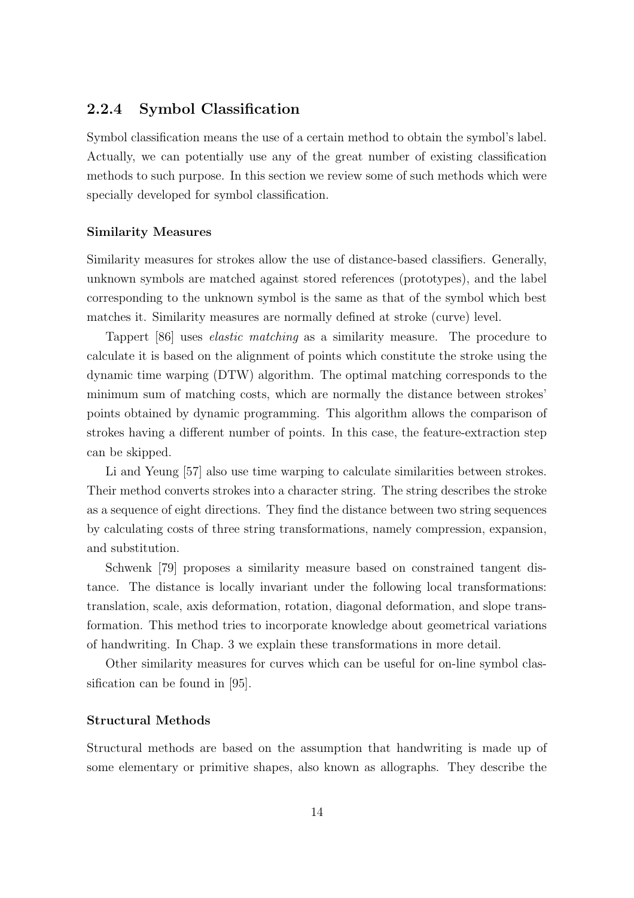### 2.2.4 Symbol Classification

Symbol classification means the use of a certain method to obtain the symbol's label. Actually, we can potentially use any of the great number of existing classification methods to such purpose. In this section we review some of such methods which were specially developed for symbol classification.

#### Similarity Measures

Similarity measures for strokes allow the use of distance-based classifiers. Generally, unknown symbols are matched against stored references (prototypes), and the label corresponding to the unknown symbol is the same as that of the symbol which best matches it. Similarity measures are normally defined at stroke (curve) level.

Tappert [86] uses *elastic matching* as a similarity measure. The procedure to calculate it is based on the alignment of points which constitute the stroke using the dynamic time warping (DTW) algorithm. The optimal matching corresponds to the minimum sum of matching costs, which are normally the distance between strokes' points obtained by dynamic programming. This algorithm allows the comparison of strokes having a different number of points. In this case, the feature-extraction step can be skipped.

Li and Yeung [57] also use time warping to calculate similarities between strokes. Their method converts strokes into a character string. The string describes the stroke as a sequence of eight directions. They find the distance between two string sequences by calculating costs of three string transformations, namely compression, expansion, and substitution.

Schwenk [79] proposes a similarity measure based on constrained tangent distance. The distance is locally invariant under the following local transformations: translation, scale, axis deformation, rotation, diagonal deformation, and slope transformation. This method tries to incorporate knowledge about geometrical variations of handwriting. In Chap. 3 we explain these transformations in more detail.

Other similarity measures for curves which can be useful for on-line symbol classification can be found in [95].

#### Structural Methods

Structural methods are based on the assumption that handwriting is made up of some elementary or primitive shapes, also known as allographs. They describe the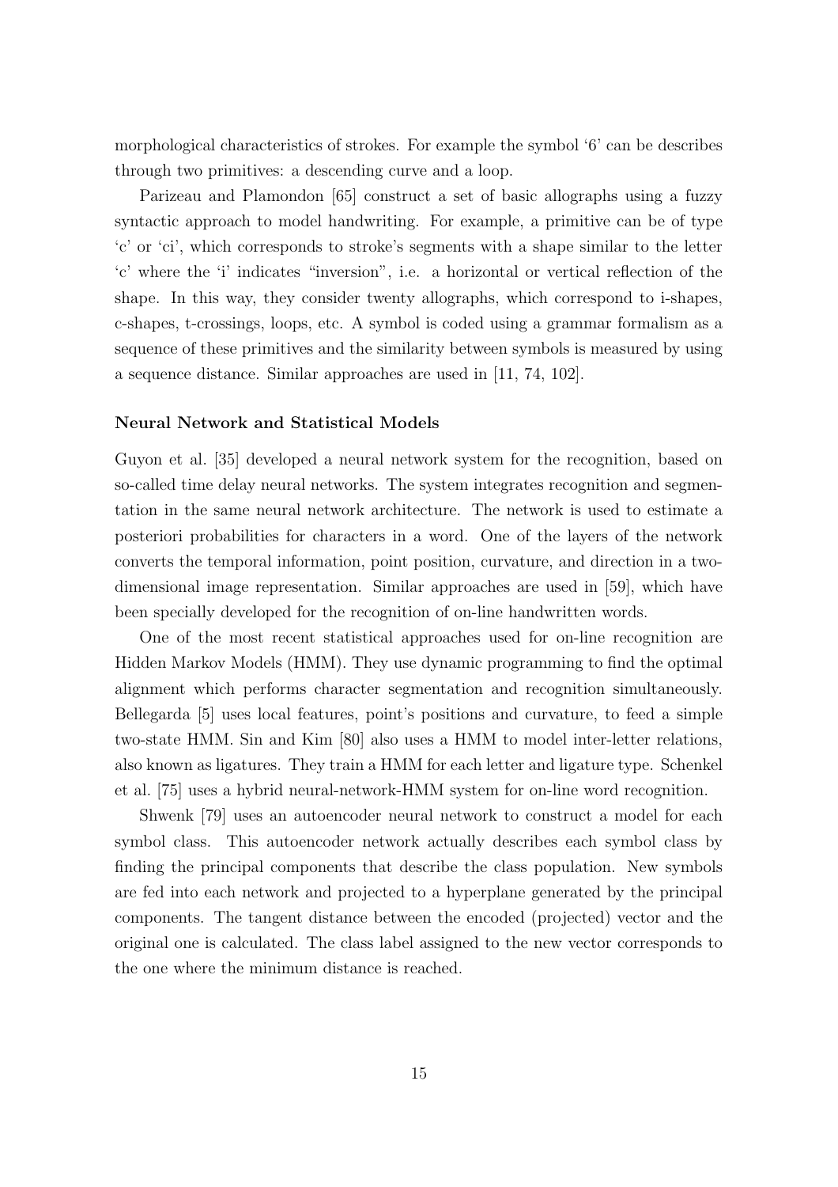morphological characteristics of strokes. For example the symbol '6' can be describes through two primitives: a descending curve and a loop.

Parizeau and Plamondon [65] construct a set of basic allographs using a fuzzy syntactic approach to model handwriting. For example, a primitive can be of type 'c' or 'ci', which corresponds to stroke's segments with a shape similar to the letter 'c' where the 'i' indicates "inversion", i.e. a horizontal or vertical reflection of the shape. In this way, they consider twenty allographs, which correspond to i-shapes, c-shapes, t-crossings, loops, etc. A symbol is coded using a grammar formalism as a sequence of these primitives and the similarity between symbols is measured by using a sequence distance. Similar approaches are used in [11, 74, 102].

**Neural Network and Statistical Models**

Guyon et al. [35] developed a neural network system for the recognition, based on so-called time delay neural networks. The system integrates recognition and segmentation in the same neural network architecture. The network is used to estimate a posteriori probabilities for characters in a word. One of the layers of the network converts the temporal information, point position, curvature, and direction in a two-dimensional image representation. Similar approaches are used in [59], which have been specially developed for the recognition of on-line handwritten words.

One of the most recent statistical approaches used for on-line recognition are Hidden Markov Models (HMM). They use dynamic programming to find the optimal alignment which performs character segmentation and recognition simultaneously. Bellegarda [5] uses local features, point's positions and curvature, to feed a simple two-state HMM. Sin and Kim [80] also uses a HMM to model inter-letter relations, also known as ligatures. They train a HMM for each letter and ligature type. Schenkel et al. [75] uses a hybrid neural-network-HMM system for on-line word recognition.

Shwenk [79] uses an autoencoder neural network to construct a model for each symbol class. This autoencoder network actually describes each symbol class by finding the principal components that describe the class population. New symbols are fed into each network and projected to a hyperplane generated by the principal components. The tangent distance between the encoded (projected) vector and the original one is calculated. The class label assigned to the new vector corresponds to the one where the minimum distance is reached.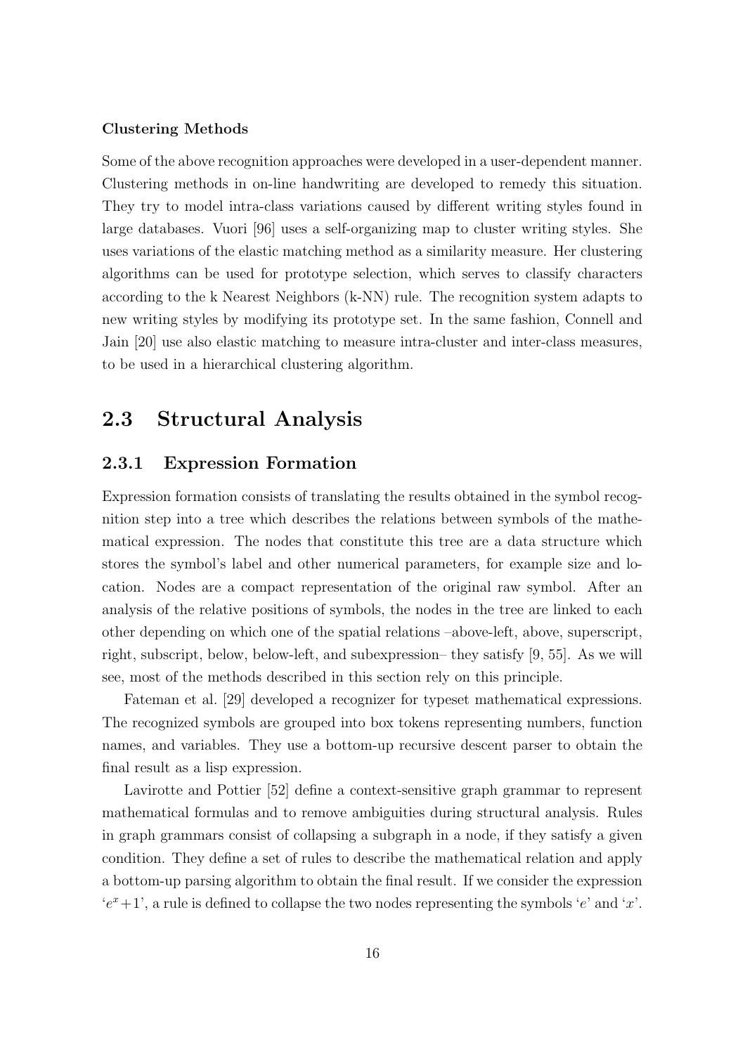**Clustering Methods**

Some of the above recognition approaches were developed in a user-dependent manner. Clustering methods in on-line handwriting are developed to remedy this situation. They try to model intra-class variations caused by different writing styles found in large databases. Vuori [96] uses a self-organizing map to cluster writing styles. She uses variations of the elastic matching method as a similarity measure. Her clustering algorithms can be used for prototype selection, which serves to classify characters according to the k Nearest Neighbors (k-NN) rule. The recognition system adapts to new writing styles by modifying its prototype set. In the same fashion, Connell and Jain [20] use also elastic matching to measure intra-cluster and inter-class measures, to be used in a hierarchical clustering algorithm.

## 2.3 Structural Analysis

### 2.3.1 Expression Formation

Expression formation consists of translating the results obtained in the symbol recognition step into a tree which describes the relations between symbols of the mathematical expression. The nodes that constitute this tree are a data structure which stores the symbol's label and other numerical parameters, for example size and location. Nodes are a compact representation of the original raw symbol. After an analysis of the relative positions of symbols, the nodes in the tree are linked to each other depending on which one of the spatial relations –above-left, above, superscript, right, subscript, below, below-left, and subexpression– they satisfy [9, 55]. As we will see, most of the methods described in this section rely on this principle.

Fateman et al. [29] developed a recognizer for typeset mathematical expressions. The recognized symbols are grouped into box tokens representing numbers, function names, and variables. They use a bottom-up recursive descent parser to obtain the final result as a lisp expression.

Lavirotte and Pottier [52] define a context-sensitive graph grammar to represent mathematical formulas and to remove ambiguities during structural analysis. Rules in graph grammars consist of collapsing a subgraph in a node, if they satisfy a given condition. They define a set of rules to describe the mathematical relation and apply a bottom-up parsing algorithm to obtain the final result. If we consider the expression '$e^x+1$', a rule is defined to collapse the two nodes representing the symbols '$e$' and '$x$'.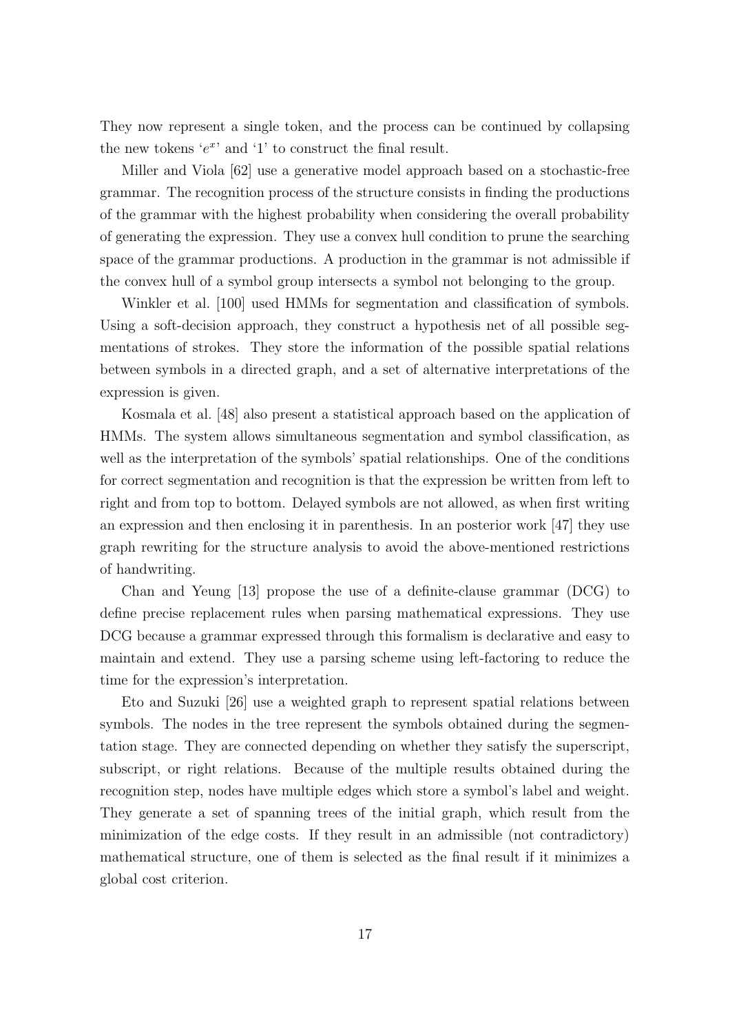They now represent a single token, and the process can be continued by collapsing the new tokens '$e^x$' and '1' to construct the final result.

Miller and Viola [62] use a generative model approach based on a stochastic-free grammar. The recognition process of the structure consists in finding the productions of the grammar with the highest probability when considering the overall probability of generating the expression. They use a convex hull condition to prune the searching space of the grammar productions. A production in the grammar is not admissible if the convex hull of a symbol group intersects a symbol not belonging to the group.

Winkler et al. [100] used HMMs for segmentation and classification of symbols. Using a soft-decision approach, they construct a hypothesis net of all possible segmentations of strokes. They store the information of the possible spatial relations between symbols in a directed graph, and a set of alternative interpretations of the expression is given.

Kosmala et al. [48] also present a statistical approach based on the application of HMMs. The system allows simultaneous segmentation and symbol classification, as well as the interpretation of the symbols' spatial relationships. One of the conditions for correct segmentation and recognition is that the expression be written from left to right and from top to bottom. Delayed symbols are not allowed, as when first writing an expression and then enclosing it in parenthesis. In an posterior work [47] they use graph rewriting for the structure analysis to avoid the above-mentioned restrictions of handwriting.

Chan and Yeung [13] propose the use of a definite-clause grammar (DCG) to define precise replacement rules when parsing mathematical expressions. They use DCG because a grammar expressed through this formalism is declarative and easy to maintain and extend. They use a parsing scheme using left-factoring to reduce the time for the expression's interpretation.

Eto and Suzuki [26] use a weighted graph to represent spatial relations between symbols. The nodes in the tree represent the symbols obtained during the segmentation stage. They are connected depending on whether they satisfy the superscript, subscript, or right relations. Because of the multiple results obtained during the recognition step, nodes have multiple edges which store a symbol's label and weight. They generate a set of spanning trees of the initial graph, which result from the minimization of the edge costs. If they result in an admissible (not contradictory) mathematical structure, one of them is selected as the final result if it minimizes a global cost criterion.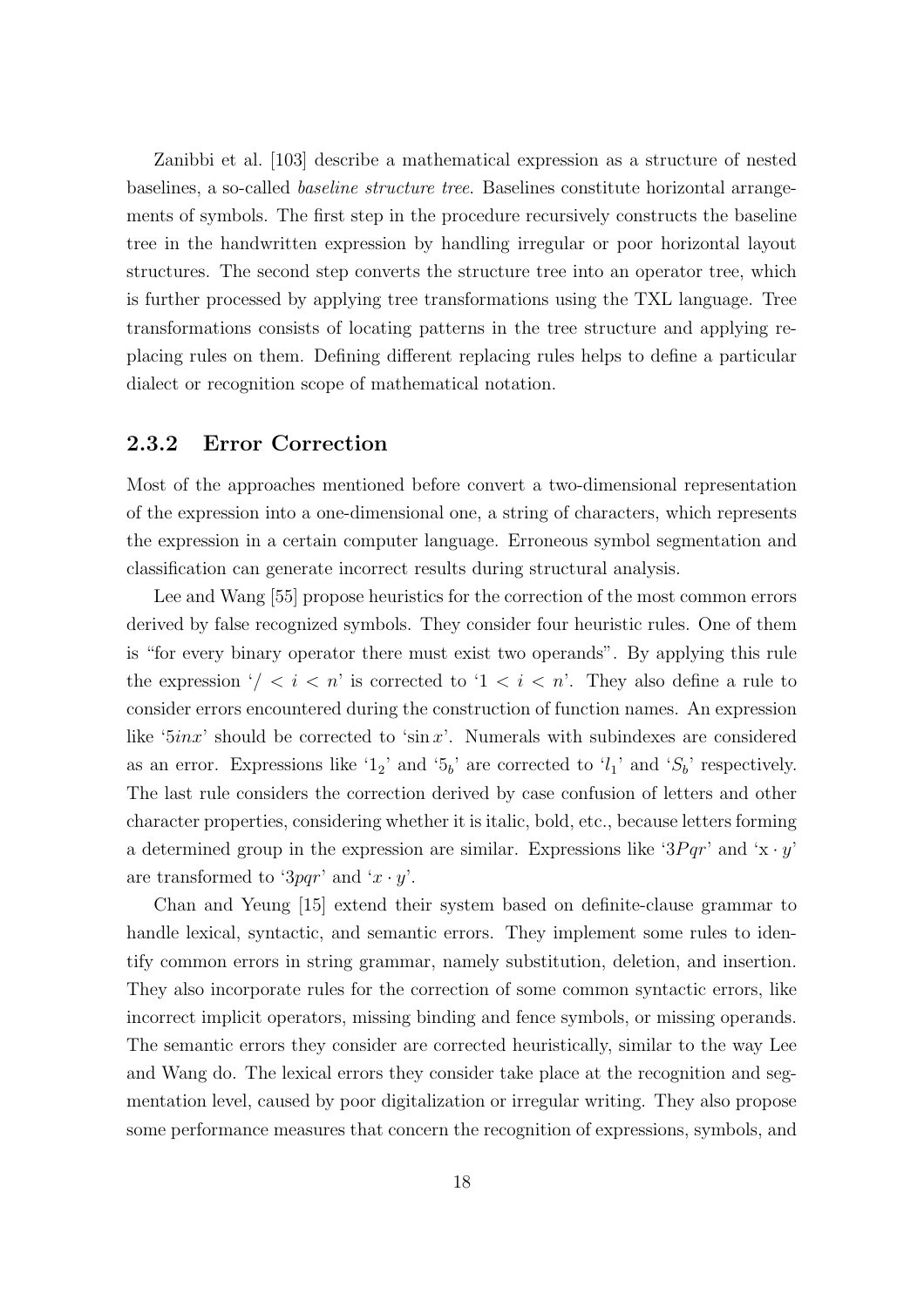Zanibbi et al. [103] describe a mathematical expression as a structure of nested baselines, a so-called *baseline structure tree*. Baselines constitute horizontal arrangements of symbols. The first step in the procedure recursively constructs the baseline tree in the handwritten expression by handling irregular or poor horizontal layout structures. The second step converts the structure tree into an operator tree, which is further processed by applying tree transformations using the TXL language. Tree transformations consists of locating patterns in the tree structure and applying replacing rules on them. Defining different replacing rules helps to define a particular dialect or recognition scope of mathematical notation.

### 2.3.2 Error Correction

Most of the approaches mentioned before convert a two-dimensional representation of the expression into a one-dimensional one, a string of characters, which represents the expression in a certain computer language. Erroneous symbol segmentation and classification can generate incorrect results during structural analysis.

Lee and Wang [55] propose heuristics for the correction of the most common errors derived by false recognized symbols. They consider four heuristic rules. One of them is "for every binary operator there must exist two operands". By applying this rule the expression '$/ < i < n$' is corrected to '$1 < i < n$'. They also define a rule to consider errors encountered during the construction of function names. An expression like '$5inx$' should be corrected to '$\sin x$'. Numerals with subindexes are considered as an error. Expressions like '$1_2$' and '$5_b$' are corrected to '$l_1$' and '$S_b$' respectively. The last rule considers the correction derived by case confusion of letters and other character properties, considering whether it is italic, bold, etc., because letters forming a determined group in the expression are similar. Expressions like '$3Pqr$' and '$\mathrm{x} \cdot y$' are transformed to '$3pqr$' and '$x \cdot y$'.

Chan and Yeung [15] extend their system based on definite-clause grammar to handle lexical, syntactic, and semantic errors. They implement some rules to identify common errors in string grammar, namely substitution, deletion, and insertion. They also incorporate rules for the correction of some common syntactic errors, like incorrect implicit operators, missing binding and fence symbols, or missing operands. The semantic errors they consider are corrected heuristically, similar to the way Lee and Wang do. The lexical errors they consider take place at the recognition and segmentation level, caused by poor digitalization or irregular writing. They also propose some performance measures that concern the recognition of expressions, symbols, and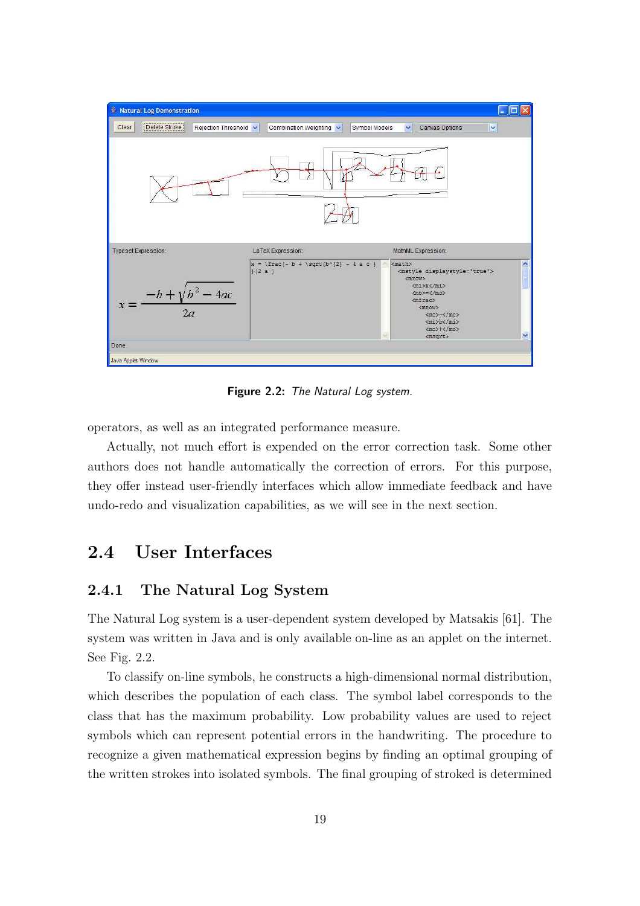Figure 2.2: *The Natural Log system.*

operators, as well as an integrated performance measure.

Actually, not much effort is expended on the error correction task. Some other authors does not handle automatically the correction of errors. For this purpose, they offer instead user-friendly interfaces which allow immediate feedback and have undo-redo and visualization capabilities, as we will see in the next section.

## 2.4 User Interfaces

### 2.4.1 The Natural Log System

The Natural Log system is a user-dependent system developed by Matsakis [61]. The system was written in Java and is only available on-line as an applet on the internet. See Fig. 2.2.

To classify on-line symbols, he constructs a high-dimensional normal distribution, which describes the population of each class. The symbol label corresponds to the class that has the maximum probability. Low probability values are used to reject symbols which can represent potential errors in the handwriting. The procedure to recognize a given mathematical expression begins by finding an optimal grouping of the written strokes into isolated symbols. The final grouping of stroked is determined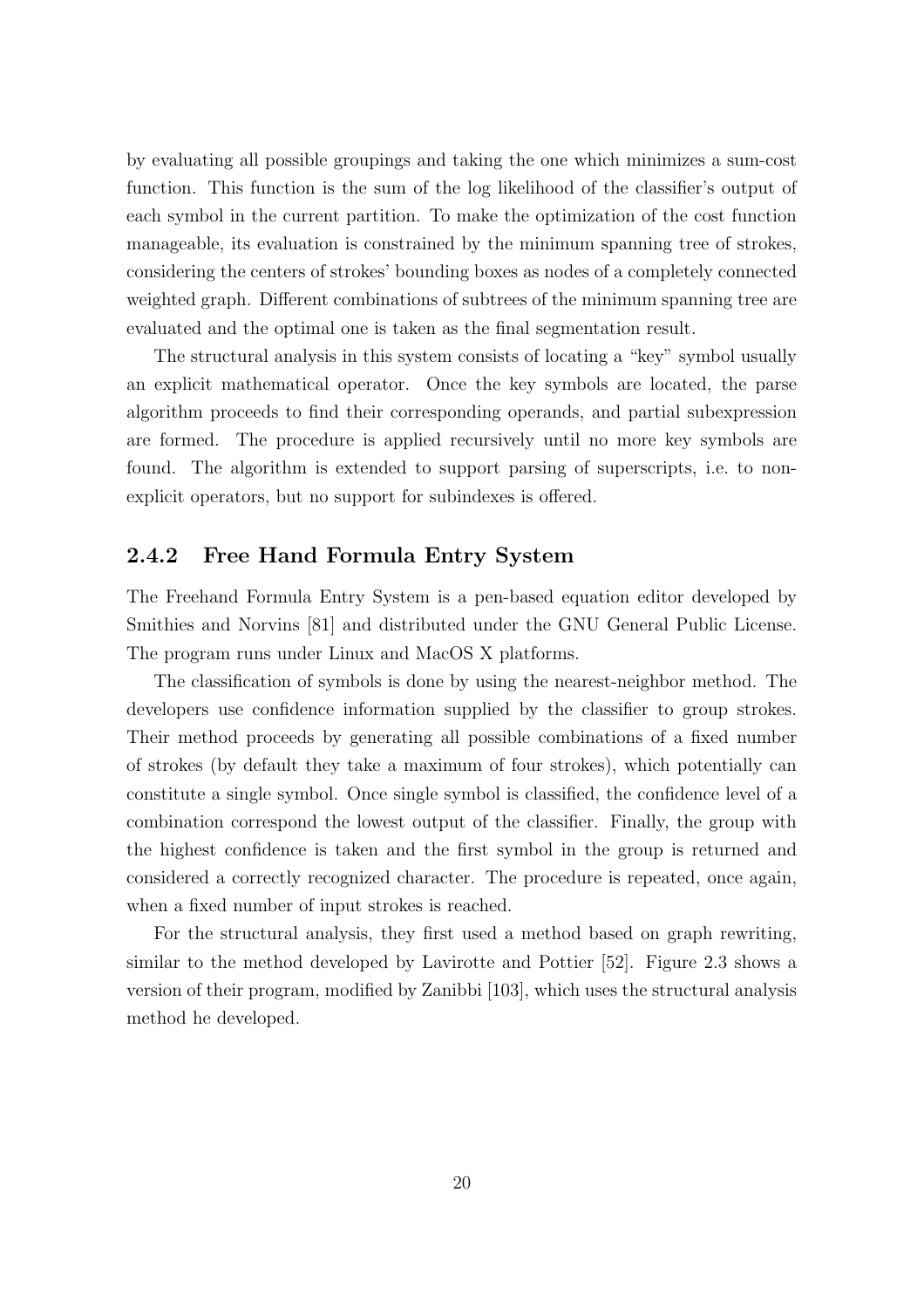by evaluating all possible groupings and taking the one which minimizes a sum-cost function. This function is the sum of the log likelihood of the classifier's output of each symbol in the current partition. To make the optimization of the cost function manageable, its evaluation is constrained by the minimum spanning tree of strokes, considering the centers of strokes' bounding boxes as nodes of a completely connected weighted graph. Different combinations of subtrees of the minimum spanning tree are evaluated and the optimal one is taken as the final segmentation result.

The structural analysis in this system consists of locating a "key" symbol usually an explicit mathematical operator. Once the key symbols are located, the parse algorithm proceeds to find their corresponding operands, and partial subexpression are formed. The procedure is applied recursively until no more key symbols are found. The algorithm is extended to support parsing of superscripts, i.e. to non-explicit operators, but no support for subindexes is offered.

### 2.4.2 Free Hand Formula Entry System

The Freehand Formula Entry System is a pen-based equation editor developed by Smithies and Norvins [81] and distributed under the GNU General Public License. The program runs under Linux and MacOS X platforms.

The classification of symbols is done by using the nearest-neighbor method. The developers use confidence information supplied by the classifier to group strokes. Their method proceeds by generating all possible combinations of a fixed number of strokes (by default they take a maximum of four strokes), which potentially can constitute a single symbol. Once single symbol is classified, the confidence level of a combination correspond the lowest output of the classifier. Finally, the group with the highest confidence is taken and the first symbol in the group is returned and considered a correctly recognized character. The procedure is repeated, once again, when a fixed number of input strokes is reached.

For the structural analysis, they first used a method based on graph rewriting, similar to the method developed by Lavirotte and Pottier [52]. Figure 2.3 shows a version of their program, modified by Zanibbi [103], which uses the structural analysis method he developed.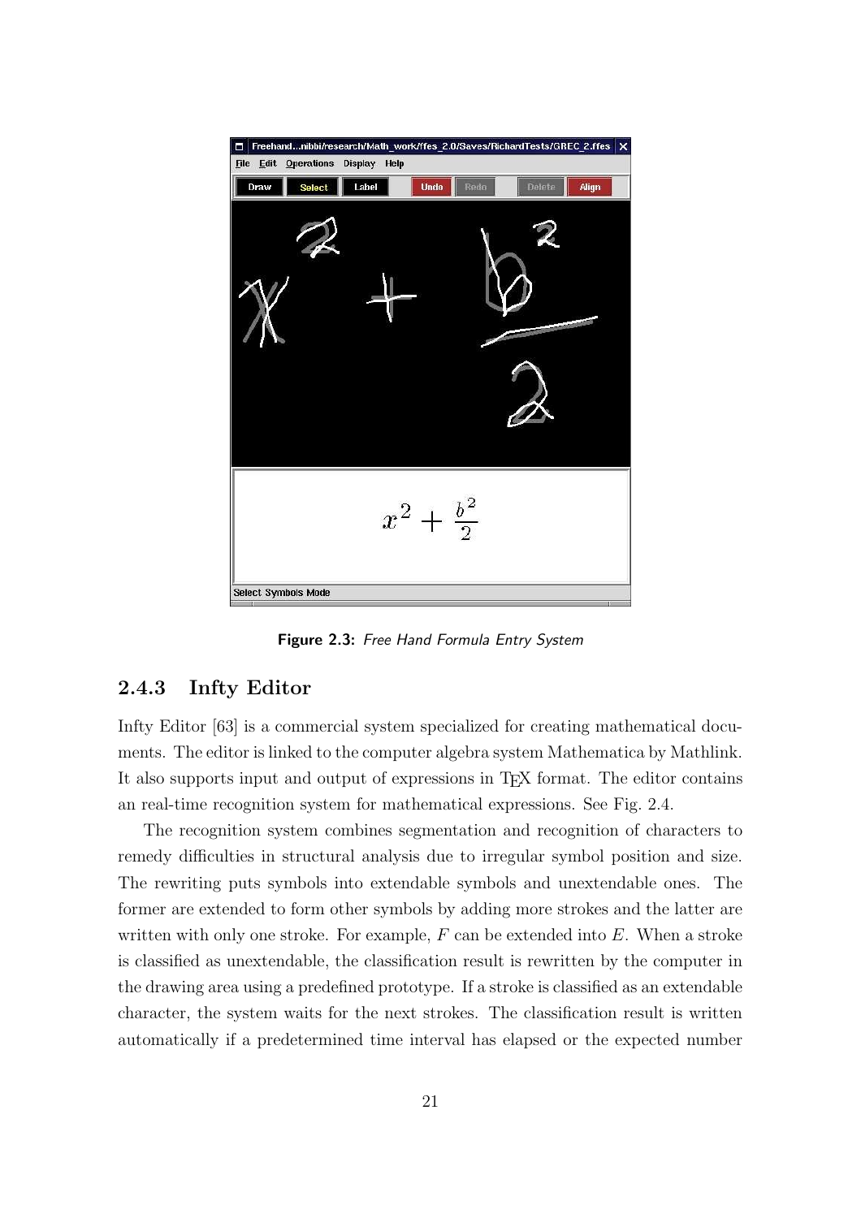Figure 2.3: *Free Hand Formula Entry System*

### 2.4.3 Infty Editor

Infty Editor [63] is a commercial system specialized for creating mathematical documents. The editor is linked to the computer algebra system Mathematica by Mathlink. It also supports input and output of expressions in TEX format. The editor contains an real-time recognition system for mathematical expressions. See Fig. 2.4.

The recognition system combines segmentation and recognition of characters to remedy difficulties in structural analysis due to irregular symbol position and size. The rewriting puts symbols into extendable symbols and unextendable ones. The former are extended to form other symbols by adding more strokes and the latter are written with only one stroke. For example, $F$ can be extended into $E$. When a stroke is classified as unextendable, the classification result is rewritten by the computer in the drawing area using a predefined prototype. If a stroke is classified as an extendable character, the system waits for the next strokes. The classification result is written automatically if a predetermined time interval has elapsed or the expected number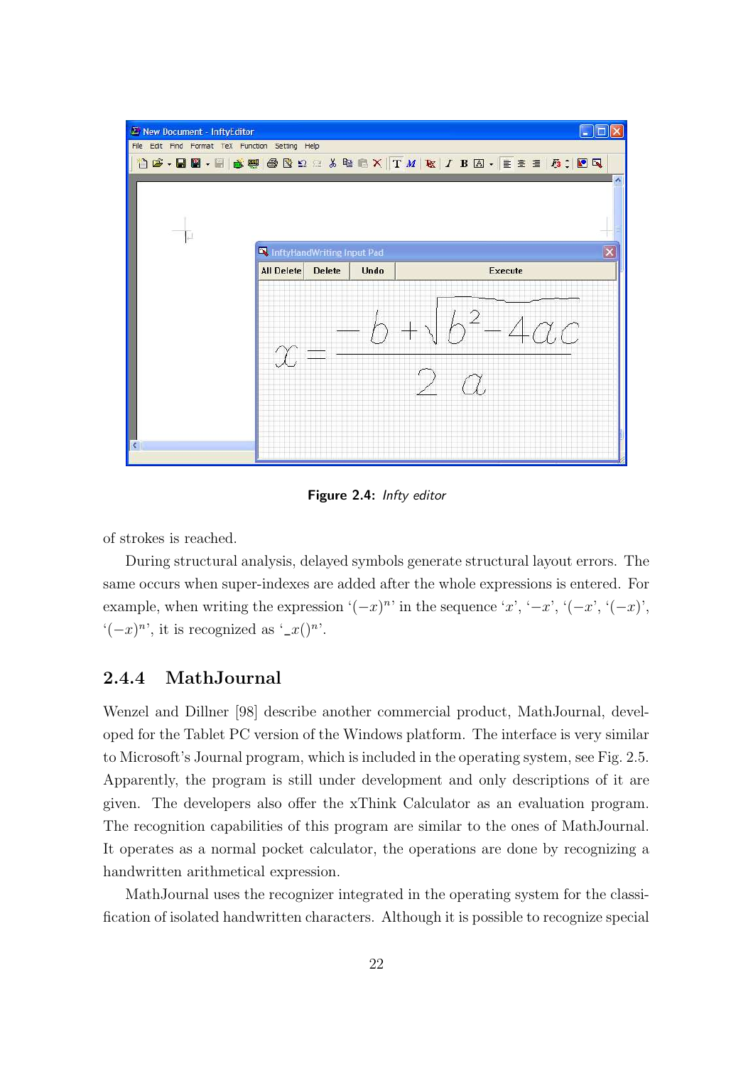Figure 2.4: *Infty editor*

of strokes is reached.

During structural analysis, delayed symbols generate structural layout errors. The same occurs when super-indexes are added after the whole expressions is entered. For example, when writing the expression '$(-x)^n$' in the sequence '$x$', '$-x$', '$(-x$', '$(-x)$', '$(-x)^n$', it is recognized as '$\_x()^n$'.

### 2.4.4 MathJournal

Wenzel and Dillner [98] describe another commercial product, MathJournal, developed for the Tablet PC version of the Windows platform. The interface is very similar to Microsoft's Journal program, which is included in the operating system, see Fig. 2.5. Apparently, the program is still under development and only descriptions of it are given. The developers also offer the xThink Calculator as an evaluation program. The recognition capabilities of this program are similar to the ones of MathJournal. It operates as a normal pocket calculator, the operations are done by recognizing a handwritten arithmetical expression.

MathJournal uses the recognizer integrated in the operating system for the classification of isolated handwritten characters. Although it is possible to recognize special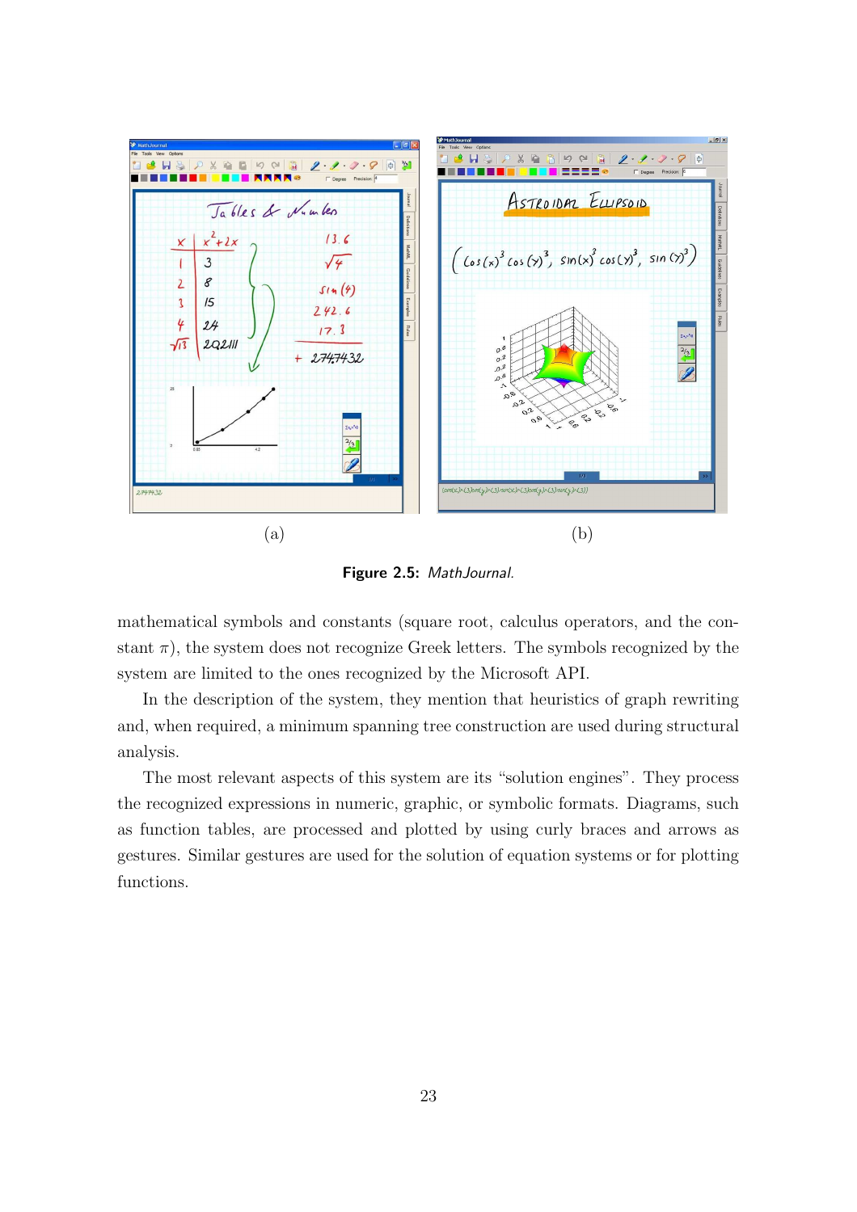(a)

(b)

**Figure 2.5:** *MathJournal.*

mathematical symbols and constants (square root, calculus operators, and the constant $\pi$), the system does not recognize Greek letters. The symbols recognized by the system are limited to the ones recognized by the Microsoft API.

In the description of the system, they mention that heuristics of graph rewriting and, when required, a minimum spanning tree construction are used during structural analysis.

The most relevant aspects of this system are its "solution engines". They process the recognized expressions in numeric, graphic, or symbolic formats. Diagrams, such as function tables, are processed and plotted by using curly braces and arrows as gestures. Similar gestures are used for the solution of equation systems or for plotting functions.